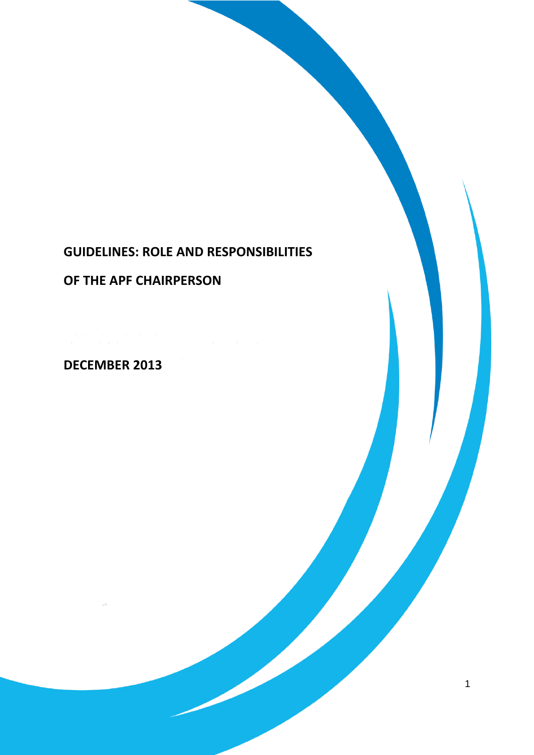# GUIDELINES: ROLE AND RESPONSIBILITIES OF THE APF CHAIRPERSON

**DECEMBER 2013**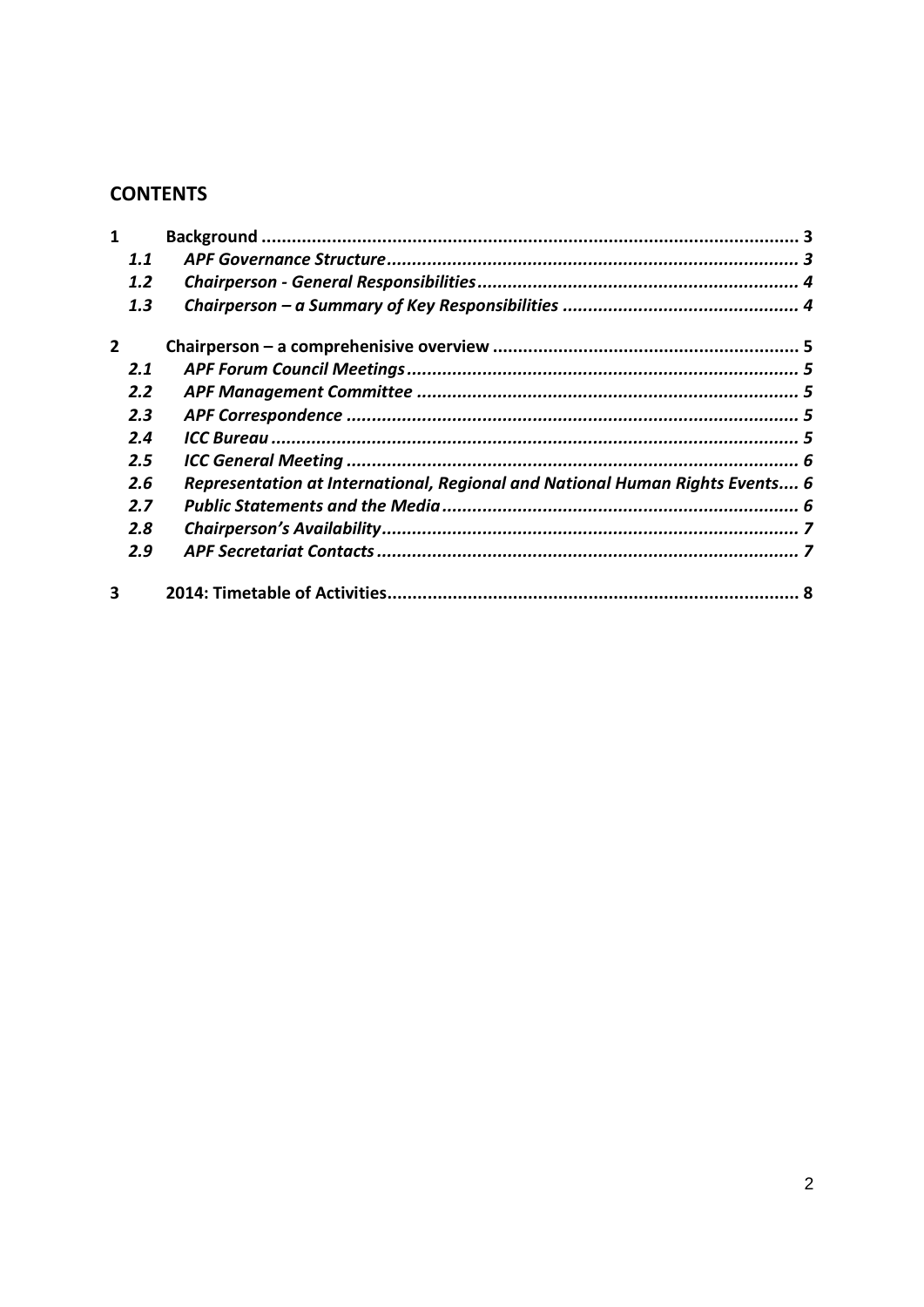# CONTENTS

**1 Background ... 3**

- *1.1 APF Governance Structure ... 3*
- *1.2 Chairperson - General Responsibilities ... 4*
- *1.3 Chairperson – a Summary of Key Responsibilities ... 4*

**2 Chairperson – a comprehenisive overview ... 5**

- *2.1 APF Forum Council Meetings ... 5*
- *2.2 APF Management Committee ... 5*
- *2.3 APF Correspondence ... 5*
- *2.4 ICC Bureau ... 5*
- *2.5 ICC General Meeting ... 6*
- *2.6 Representation at International, Regional and National Human Rights Events ... 6*
- *2.7 Public Statements and the Media ... 6*
- *2.8 Chairperson's Availability ... 7*
- *2.9 APF Secretariat Contacts ... 7*

**3 2014: Timetable of Activities ... 8**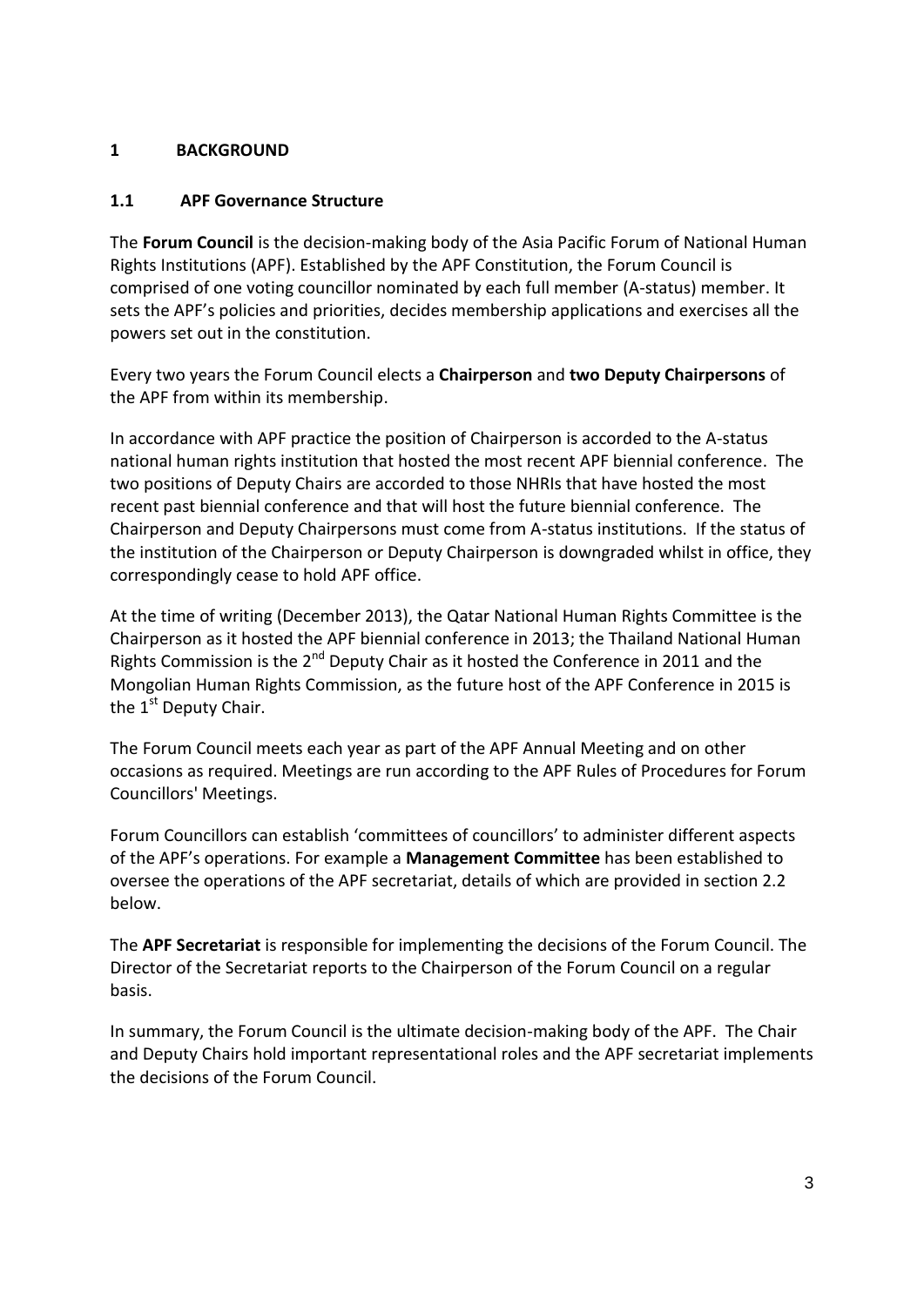# 1 BACKGROUND

## 1.1 APF Governance Structure

The **Forum Council** is the decision-making body of the Asia Pacific Forum of National Human Rights Institutions (APF). Established by the APF Constitution, the Forum Council is comprised of one voting councillor nominated by each full member (A-status) member. It sets the APF's policies and priorities, decides membership applications and exercises all the powers set out in the constitution.

Every two years the Forum Council elects a **Chairperson** and **two Deputy Chairpersons** of the APF from within its membership.

In accordance with APF practice the position of Chairperson is accorded to the A-status national human rights institution that hosted the most recent APF biennial conference. The two positions of Deputy Chairs are accorded to those NHRIs that have hosted the most recent past biennial conference and that will host the future biennial conference. The Chairperson and Deputy Chairpersons must come from A-status institutions. If the status of the institution of the Chairperson or Deputy Chairperson is downgraded whilst in office, they correspondingly cease to hold APF office.

At the time of writing (December 2013), the Qatar National Human Rights Committee is the Chairperson as it hosted the APF biennial conference in 2013; the Thailand National Human Rights Commission is the 2nd Deputy Chair as it hosted the Conference in 2011 and the Mongolian Human Rights Commission, as the future host of the APF Conference in 2015 is the 1st Deputy Chair.

The Forum Council meets each year as part of the APF Annual Meeting and on other occasions as required. Meetings are run according to the APF Rules of Procedures for Forum Councillors' Meetings.

Forum Councillors can establish 'committees of councillors' to administer different aspects of the APF's operations. For example a **Management Committee** has been established to oversee the operations of the APF secretariat, details of which are provided in section 2.2 below.

The **APF Secretariat** is responsible for implementing the decisions of the Forum Council. The Director of the Secretariat reports to the Chairperson of the Forum Council on a regular basis.

In summary, the Forum Council is the ultimate decision-making body of the APF. The Chair and Deputy Chairs hold important representational roles and the APF secretariat implements the decisions of the Forum Council.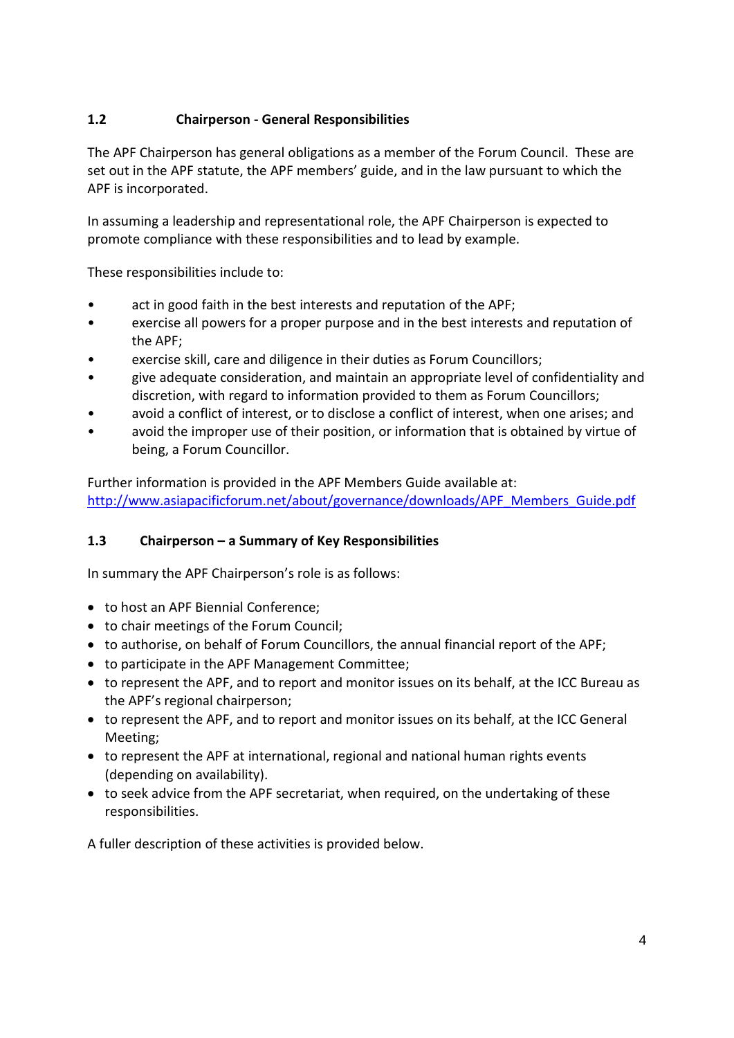## 1.2 Chairperson - General Responsibilities

The APF Chairperson has general obligations as a member of the Forum Council. These are set out in the APF statute, the APF members' guide, and in the law pursuant to which the APF is incorporated.

In assuming a leadership and representational role, the APF Chairperson is expected to promote compliance with these responsibilities and to lead by example.

These responsibilities include to:

- act in good faith in the best interests and reputation of the APF;
- exercise all powers for a proper purpose and in the best interests and reputation of the APF;
- exercise skill, care and diligence in their duties as Forum Councillors;
- give adequate consideration, and maintain an appropriate level of confidentiality and discretion, with regard to information provided to them as Forum Councillors;
- avoid a conflict of interest, or to disclose a conflict of interest, when one arises; and
- avoid the improper use of their position, or information that is obtained by virtue of being, a Forum Councillor.

Further information is provided in the APF Members Guide available at:
[http://www.asiapacificforum.net/about/governance/downloads/APF_Members_Guide.pdf](http://www.asiapacificforum.net/about/governance/downloads/APF_Members_Guide.pdf)

## 1.3 Chairperson – a Summary of Key Responsibilities

In summary the APF Chairperson's role is as follows:

- to host an APF Biennial Conference;
- to chair meetings of the Forum Council;
- to authorise, on behalf of Forum Councillors, the annual financial report of the APF;
- to participate in the APF Management Committee;
- to represent the APF, and to report and monitor issues on its behalf, at the ICC Bureau as the APF's regional chairperson;
- to represent the APF, and to report and monitor issues on its behalf, at the ICC General Meeting;
- to represent the APF at international, regional and national human rights events (depending on availability).
- to seek advice from the APF secretariat, when required, on the undertaking of these responsibilities.

A fuller description of these activities is provided below.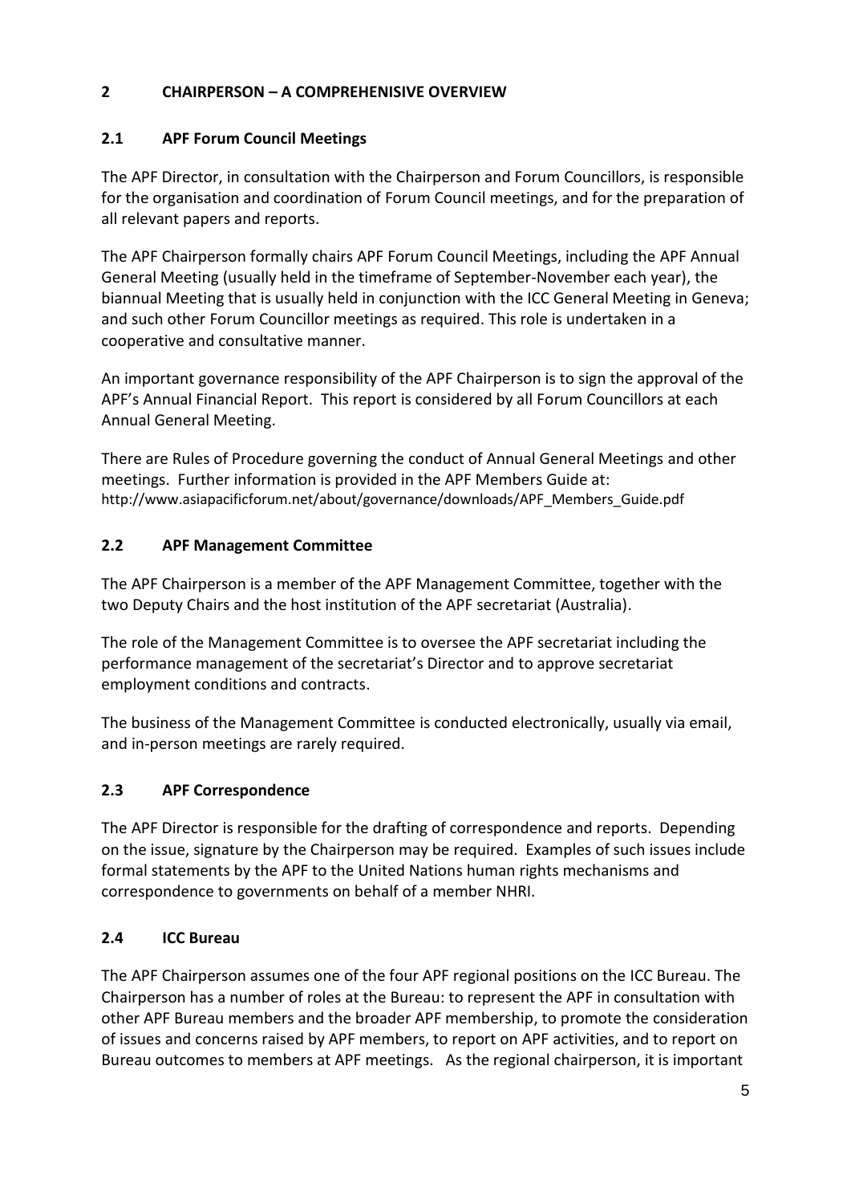## 2 CHAIRPERSON – A COMPREHENISIVE OVERVIEW

### 2.1 APF Forum Council Meetings

The APF Director, in consultation with the Chairperson and Forum Councillors, is responsible for the organisation and coordination of Forum Council meetings, and for the preparation of all relevant papers and reports.

The APF Chairperson formally chairs APF Forum Council Meetings, including the APF Annual General Meeting (usually held in the timeframe of September-November each year), the biannual Meeting that is usually held in conjunction with the ICC General Meeting in Geneva; and such other Forum Councillor meetings as required. This role is undertaken in a cooperative and consultative manner.

An important governance responsibility of the APF Chairperson is to sign the approval of the APF's Annual Financial Report. This report is considered by all Forum Councillors at each Annual General Meeting.

There are Rules of Procedure governing the conduct of Annual General Meetings and other meetings. Further information is provided in the APF Members Guide at: http://www.asiapacificforum.net/about/governance/downloads/APF_Members_Guide.pdf

### 2.2 APF Management Committee

The APF Chairperson is a member of the APF Management Committee, together with the two Deputy Chairs and the host institution of the APF secretariat (Australia).

The role of the Management Committee is to oversee the APF secretariat including the performance management of the secretariat's Director and to approve secretariat employment conditions and contracts.

The business of the Management Committee is conducted electronically, usually via email, and in-person meetings are rarely required.

### 2.3 APF Correspondence

The APF Director is responsible for the drafting of correspondence and reports. Depending on the issue, signature by the Chairperson may be required. Examples of such issues include formal statements by the APF to the United Nations human rights mechanisms and correspondence to governments on behalf of a member NHRI.

### 2.4 ICC Bureau

The APF Chairperson assumes one of the four APF regional positions on the ICC Bureau. The Chairperson has a number of roles at the Bureau: to represent the APF in consultation with other APF Bureau members and the broader APF membership, to promote the consideration of issues and concerns raised by APF members, to report on APF activities, and to report on Bureau outcomes to members at APF meetings. As the regional chairperson, it is important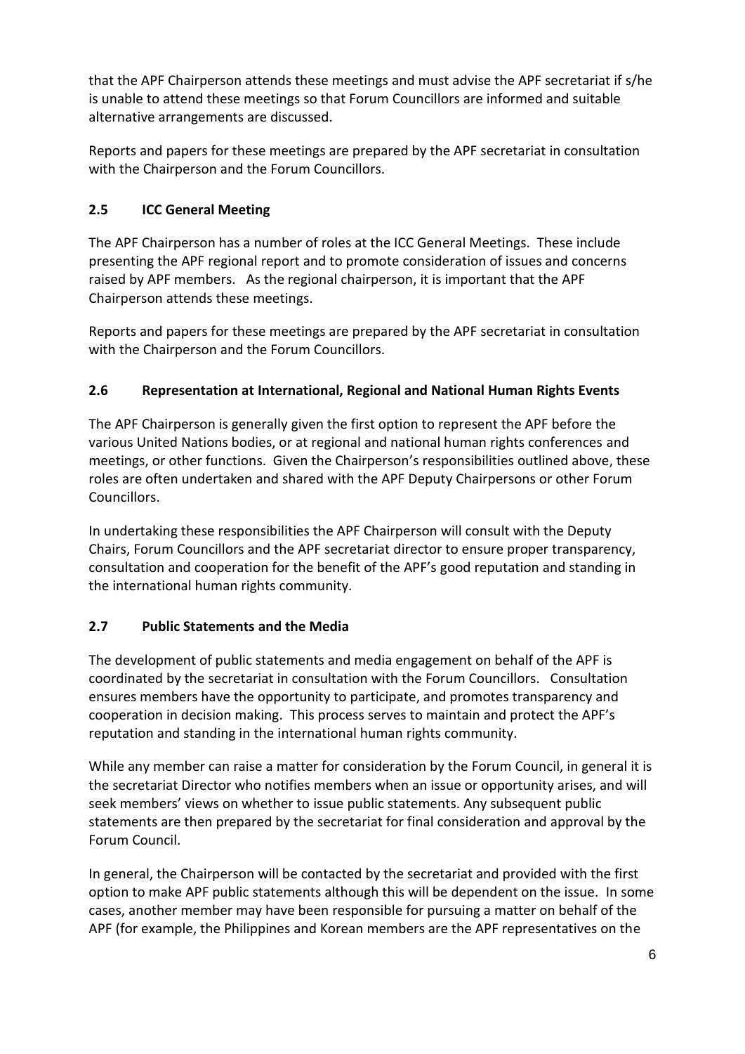that the APF Chairperson attends these meetings and must advise the APF secretariat if s/he is unable to attend these meetings so that Forum Councillors are informed and suitable alternative arrangements are discussed.

Reports and papers for these meetings are prepared by the APF secretariat in consultation with the Chairperson and the Forum Councillors.

### 2.5 ICC General Meeting

The APF Chairperson has a number of roles at the ICC General Meetings. These include presenting the APF regional report and to promote consideration of issues and concerns raised by APF members. As the regional chairperson, it is important that the APF Chairperson attends these meetings.

Reports and papers for these meetings are prepared by the APF secretariat in consultation with the Chairperson and the Forum Councillors.

### 2.6 Representation at International, Regional and National Human Rights Events

The APF Chairperson is generally given the first option to represent the APF before the various United Nations bodies, or at regional and national human rights conferences and meetings, or other functions. Given the Chairperson's responsibilities outlined above, these roles are often undertaken and shared with the APF Deputy Chairpersons or other Forum Councillors.

In undertaking these responsibilities the APF Chairperson will consult with the Deputy Chairs, Forum Councillors and the APF secretariat director to ensure proper transparency, consultation and cooperation for the benefit of the APF's good reputation and standing in the international human rights community.

### 2.7 Public Statements and the Media

The development of public statements and media engagement on behalf of the APF is coordinated by the secretariat in consultation with the Forum Councillors. Consultation ensures members have the opportunity to participate, and promotes transparency and cooperation in decision making. This process serves to maintain and protect the APF's reputation and standing in the international human rights community.

While any member can raise a matter for consideration by the Forum Council, in general it is the secretariat Director who notifies members when an issue or opportunity arises, and will seek members' views on whether to issue public statements. Any subsequent public statements are then prepared by the secretariat for final consideration and approval by the Forum Council.

In general, the Chairperson will be contacted by the secretariat and provided with the first option to make APF public statements although this will be dependent on the issue. In some cases, another member may have been responsible for pursuing a matter on behalf of the APF (for example, the Philippines and Korean members are the APF representatives on the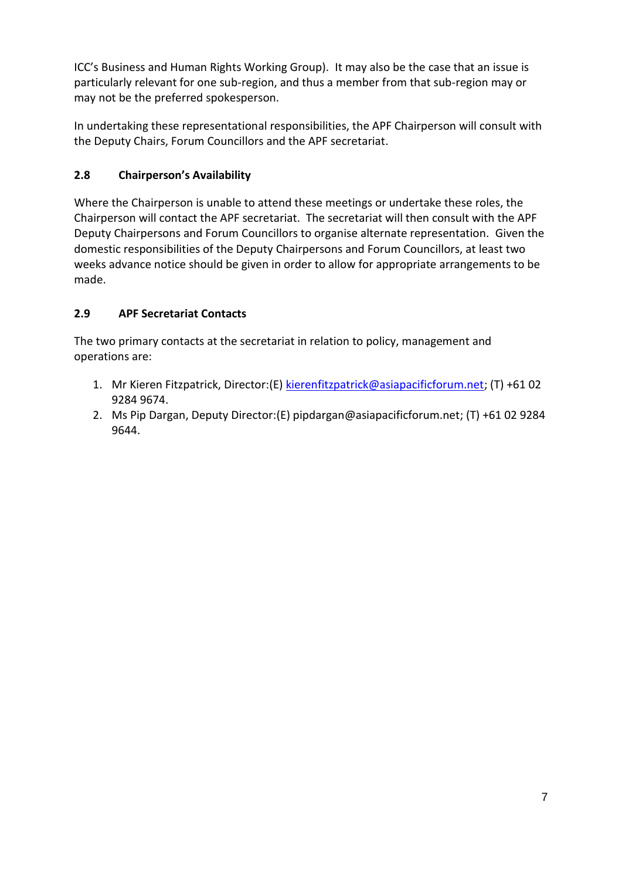ICC's Business and Human Rights Working Group). It may also be the case that an issue is particularly relevant for one sub-region, and thus a member from that sub-region may or may not be the preferred spokesperson.

In undertaking these representational responsibilities, the APF Chairperson will consult with the Deputy Chairs, Forum Councillors and the APF secretariat.

### 2.8 Chairperson's Availability

Where the Chairperson is unable to attend these meetings or undertake these roles, the Chairperson will contact the APF secretariat. The secretariat will then consult with the APF Deputy Chairpersons and Forum Councillors to organise alternate representation. Given the domestic responsibilities of the Deputy Chairpersons and Forum Councillors, at least two weeks advance notice should be given in order to allow for appropriate arrangements to be made.

### 2.9 APF Secretariat Contacts

The two primary contacts at the secretariat in relation to policy, management and operations are:

1. Mr Kieren Fitzpatrick, Director:(E) kierenfitzpatrick@asiapacificforum.net; (T) +61 02 9284 9674.
2. Ms Pip Dargan, Deputy Director:(E) pipdargan@asiapacificforum.net; (T) +61 02 9284 9644.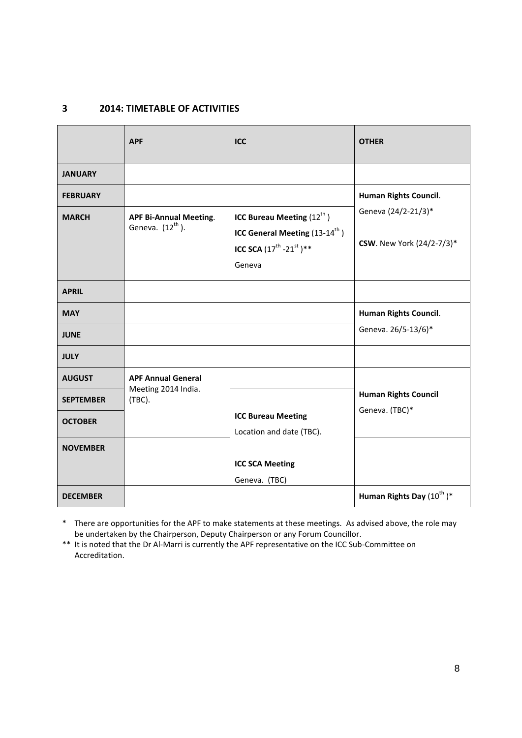## 3 2014: TIMETABLE OF ACTIVITIES

| | APF | ICC | OTHER |
|---|---|---|---|
| **JANUARY** | | | |
| **FEBRUARY** | | | **Human Rights Council**. Geneva (24/2-21/3)* |
| **MARCH** | **APF Bi-Annual Meeting**. Geneva. (12th). | **ICC Bureau Meeting** (12th) **ICC General Meeting** (13-14th) **ICC SCA** (17th -21st)** Geneva | **CSW**. New York (24/2-7/3)* |
| **APRIL** | | | |
| **MAY** | | | **Human Rights Council**. Geneva. 26/5-13/6)* |
| **JUNE** | | | |
| **JULY** | | | |
| **AUGUST** | **APF Annual General** Meeting 2014 India. (TBC). | | |
| **SEPTEMBER** | | | **Human Rights Council** Geneva. (TBC)* |
| **OCTOBER** | | **ICC Bureau Meeting** Location and date (TBC). | |
| **NOVEMBER** | | **ICC SCA Meeting** Geneva. (TBC) | |
| **DECEMBER** | | | **Human Rights Day** (10th)* |

\* There are opportunities for the APF to make statements at these meetings. As advised above, the role may be undertaken by the Chairperson, Deputy Chairperson or any Forum Councillor.

\*\* It is noted that the Dr Al-Marri is currently the APF representative on the ICC Sub-Committee on Accreditation.